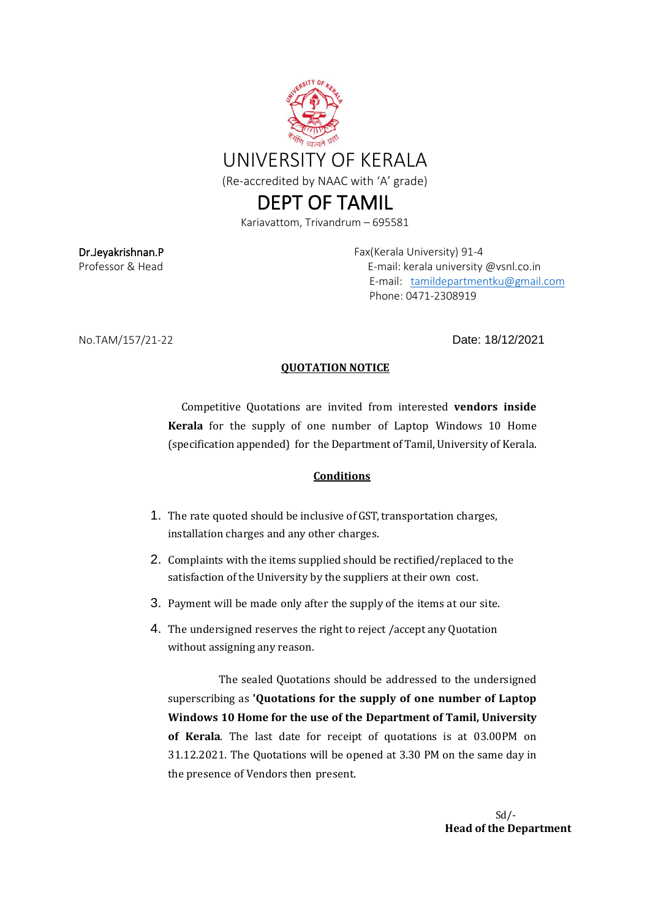# UNIVERSITY OF KERALA

(Re-accredited by NAAC with 'A' grade)

## DEPT OF TAMIL

Kariavattom, Trivandrum – 695581

Dr.Jeyakrishnan.P
Professor & Head

Fax(Kerala University) 91-4
E-mail: kerala university @vsnl.co.in
E-mail: tamildepartmentku@gmail.com
Phone: 0471-2308919

No.TAM/157/21-22

Date: 18/12/2021

**QUOTATION NOTICE**

Competitive Quotations are invited from interested **vendors inside Kerala** for the supply of one number of Laptop Windows 10 Home (specification appended) for the Department of Tamil, University of Kerala.

**Conditions**

1. The rate quoted should be inclusive of GST, transportation charges, installation charges and any other charges.
2. Complaints with the items supplied should be rectified/replaced to the satisfaction of the University by the suppliers at their own cost.
3. Payment will be made only after the supply of the items at our site.
4. The undersigned reserves the right to reject /accept any Quotation without assigning any reason.

The sealed Quotations should be addressed to the undersigned superscribing as **'Quotations for the supply of one number of Laptop Windows 10 Home for the use of the Department of Tamil, University of Kerala**. The last date for receipt of quotations is at 03.00PM on 31.12.2021. The Quotations will be opened at 3.30 PM on the same day in the presence of Vendors then present.

Sd/-
**Head of the Department**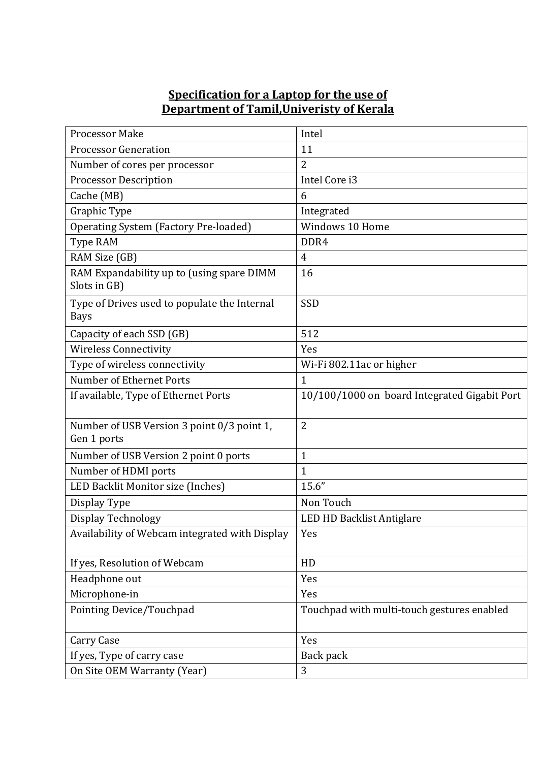**Specification for a Laptop for the use of**
**Department of Tamil,Univeristy of Kerala**

| | |
|---|---|
| Processor Make | Intel |
| Processor Generation | 11 |
| Number of cores per processor | 2 |
| Processor Description | Intel Core i3 |
| Cache (MB) | 6 |
| Graphic Type | Integrated |
| Operating System (Factory Pre-loaded) | Windows 10 Home |
| Type RAM | DDR4 |
| RAM Size (GB) | 4 |
| RAM Expandability up to (using spare DIMM Slots in GB) | 16 |
| Type of Drives used to populate the Internal Bays | SSD |
| Capacity of each SSD (GB) | 512 |
| Wireless Connectivity | Yes |
| Type of wireless connectivity | Wi-Fi 802.11ac or higher |
| Number of Ethernet Ports | 1 |
| If available, Type of Ethernet Ports | 10/100/1000 on board Integrated Gigabit Port |
| Number of USB Version 3 point 0/3 point 1, Gen 1 ports | 2 |
| Number of USB Version 2 point 0 ports | 1 |
| Number of HDMI ports | 1 |
| LED Backlit Monitor size (Inches) | 15.6" |
| Display Type | Non Touch |
| Display Technology | LED HD Backlist Antiglare |
| Availability of Webcam integrated with Display | Yes |
| If yes, Resolution of Webcam | HD |
| Headphone out | Yes |
| Microphone-in | Yes |
| Pointing Device/Touchpad | Touchpad with multi-touch gestures enabled |
| Carry Case | Yes |
| If yes, Type of carry case | Back pack |
| On Site OEM Warranty (Year) | 3 |